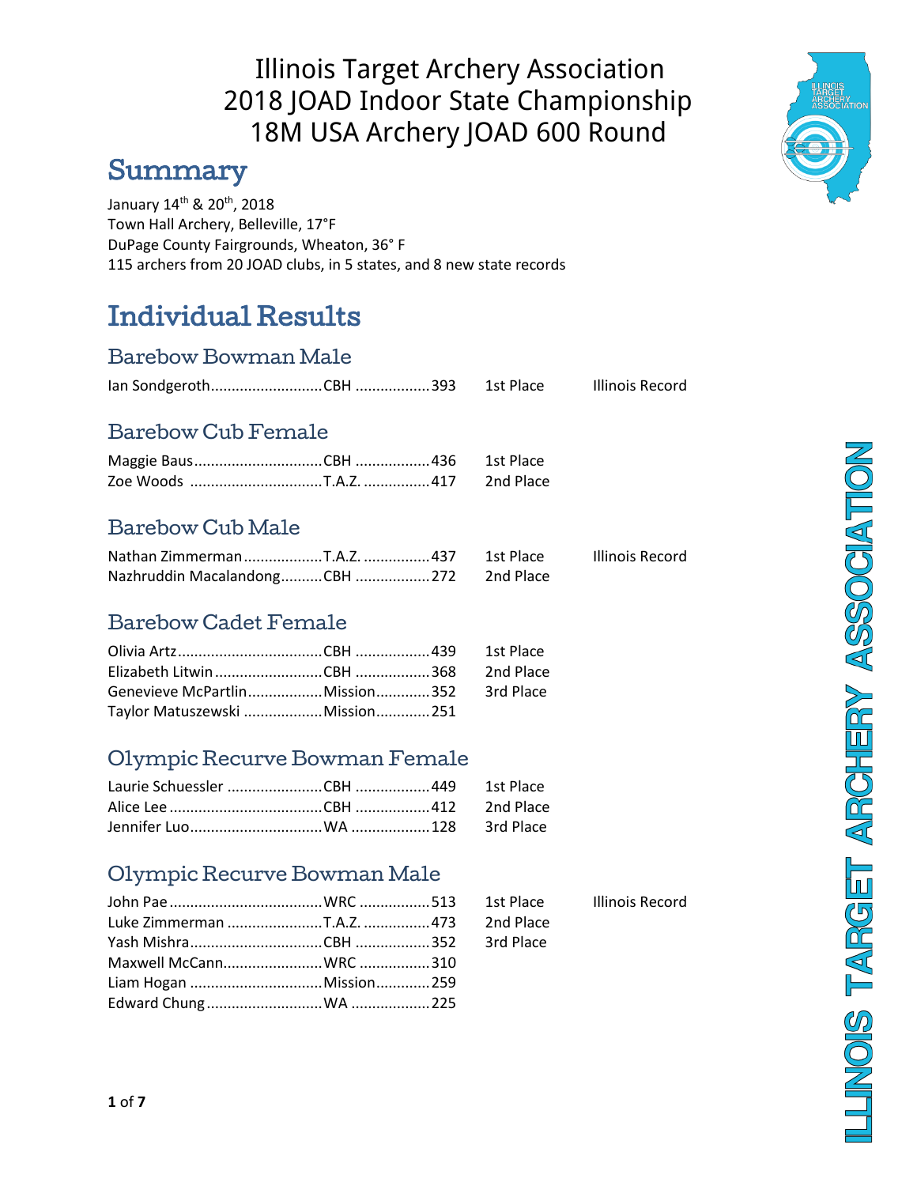# Illinois Target Archery Association
# 2018 JOAD Indoor State Championship
# 18M USA Archery JOAD 600 Round

## Summary

January 14th & 20th, 2018
Town Hall Archery, Belleville, 17°F
DuPage County Fairgrounds, Wheaton, 36° F
115 archers from 20 JOAD clubs, in 5 states, and 8 new state records

## Individual Results

### Barebow Bowman Male

| Name | Club | Score | Place | Record |
|---|---|---|---|---|
| Ian Sondgeroth | CBH | 393 | 1st Place | Illinois Record |

### Barebow Cub Female

| Name | Club | Score | Place | Record |
|---|---|---|---|---|
| Maggie Baus | CBH | 436 | 1st Place | |
| Zoe Woods | T.A.Z. | 417 | 2nd Place | |

### Barebow Cub Male

| Name | Club | Score | Place | Record |
|---|---|---|---|---|
| Nathan Zimmerman | T.A.Z. | 437 | 1st Place | Illinois Record |
| Nazhruddin Macalandong | CBH | 272 | 2nd Place | |

### Barebow Cadet Female

| Name | Club | Score | Place | Record |
|---|---|---|---|---|
| Olivia Artz | CBH | 439 | 1st Place | |
| Elizabeth Litwin | CBH | 368 | 2nd Place | |
| Genevieve McPartlin | Mission | 352 | 3rd Place | |
| Taylor Matuszewski | Mission | 251 | | |

### Olympic Recurve Bowman Female

| Name | Club | Score | Place | Record |
|---|---|---|---|---|
| Laurie Schuessler | CBH | 449 | 1st Place | |
| Alice Lee | CBH | 412 | 2nd Place | |
| Jennifer Luo | WA | 128 | 3rd Place | |

### Olympic Recurve Bowman Male

| Name | Club | Score | Place | Record |
|---|---|---|---|---|
| John Pae | WRC | 513 | 1st Place | Illinois Record |
| Luke Zimmerman | T.A.Z. | 473 | 2nd Place | |
| Yash Mishra | CBH | 352 | 3rd Place | |
| Maxwell McCann | WRC | 310 | | |
| Liam Hogan | Mission | 259 | | |
| Edward Chung | WA | 225 | | |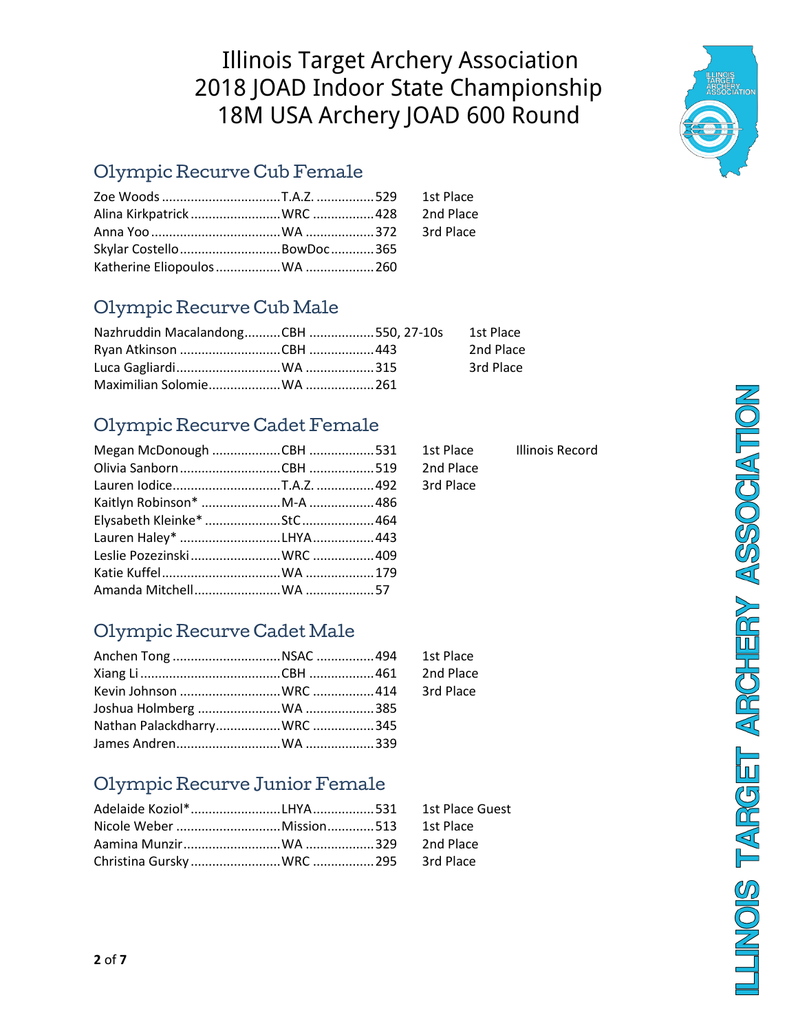# Illinois Target Archery Association
# 2018 JOAD Indoor State Championship
# 18M USA Archery JOAD 600 Round

## Olympic Recurve Cub Female

| Name | Club | Score | Place | Note |
|---|---|---|---|---|
| Zoe Woods | T.A.Z. | 529 | 1st Place | |
| Alina Kirkpatrick | WRC | 428 | 2nd Place | |
| Anna Yoo | WA | 372 | 3rd Place | |
| Skylar Costello | BowDoc | 365 | | |
| Katherine Eliopoulos | WA | 260 | | |

## Olympic Recurve Cub Male

| Name | Club | Score | Place | Note |
|---|---|---|---|---|
| Nazhruddin Macalandong | CBH | 550, 27-10s | 1st Place | |
| Ryan Atkinson | CBH | 443 | 2nd Place | |
| Luca Gagliardi | WA | 315 | 3rd Place | |
| Maximilian Solomie | WA | 261 | | |

## Olympic Recurve Cadet Female

| Name | Club | Score | Place | Note |
|---|---|---|---|---|
| Megan McDonough | CBH | 531 | 1st Place | Illinois Record |
| Olivia Sanborn | CBH | 519 | 2nd Place | |
| Lauren Iodice | T.A.Z. | 492 | 3rd Place | |
| Kaitlyn Robinson* | M-A | 486 | | |
| Elysabeth Kleinke* | StC | 464 | | |
| Lauren Haley* | LHYA | 443 | | |
| Leslie Pozezinski | WRC | 409 | | |
| Katie Kuffel | WA | 179 | | |
| Amanda Mitchell | WA | 57 | | |

## Olympic Recurve Cadet Male

| Name | Club | Score | Place | Note |
|---|---|---|---|---|
| Anchen Tong | NSAC | 494 | 1st Place | |
| Xiang Li | CBH | 461 | 2nd Place | |
| Kevin Johnson | WRC | 414 | 3rd Place | |
| Joshua Holmberg | WA | 385 | | |
| Nathan Palackdharry | WRC | 345 | | |
| James Andren | WA | 339 | | |

## Olympic Recurve Junior Female

| Name | Club | Score | Place | Note |
|---|---|---|---|---|
| Adelaide Koziol* | LHYA | 531 | 1st Place Guest | |
| Nicole Weber | Mission | 513 | 1st Place | |
| Aamina Munzir | WA | 329 | 2nd Place | |
| Christina Gursky | WRC | 295 | 3rd Place | |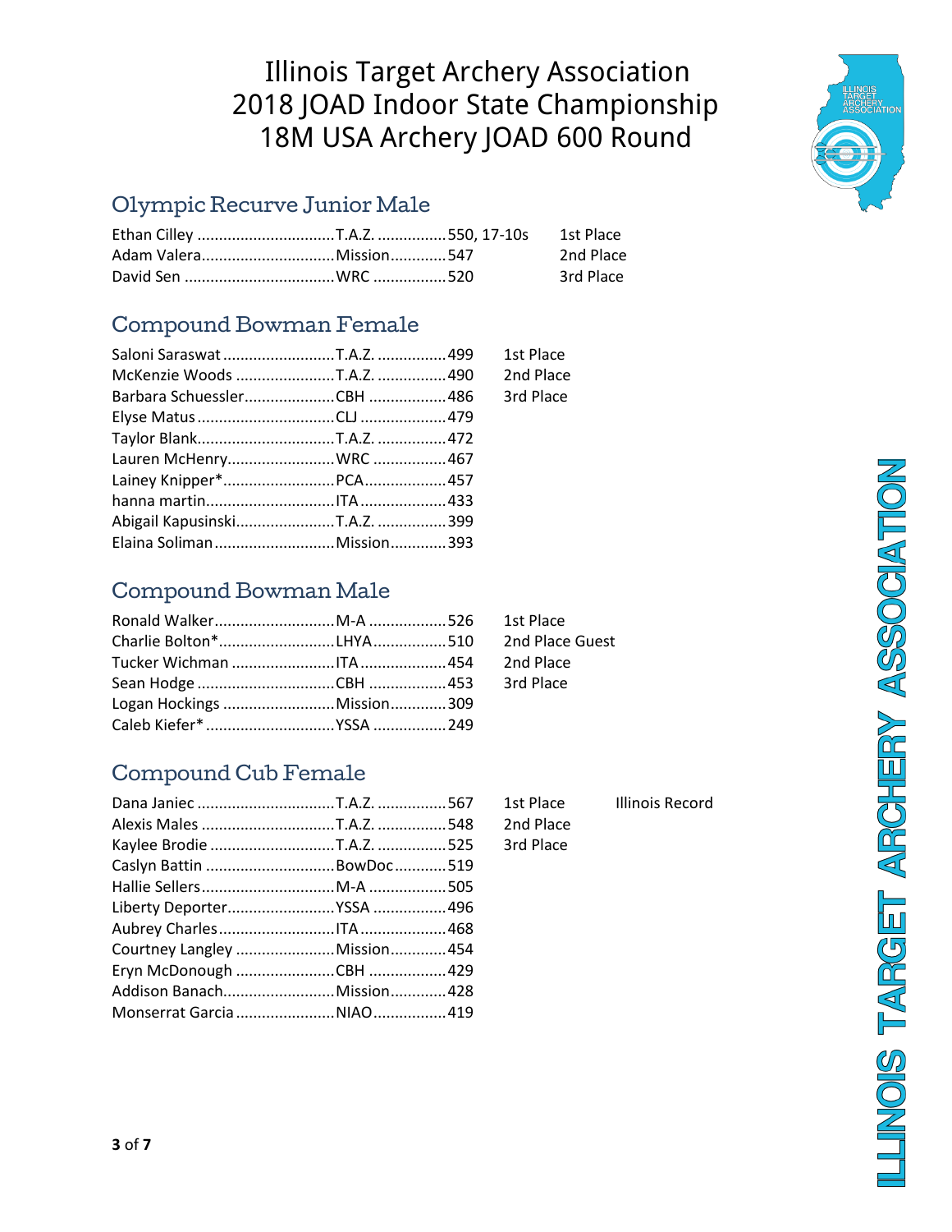# Illinois Target Archery Association
# 2018 JOAD Indoor State Championship
# 18M USA Archery JOAD 600 Round

## Olympic Recurve Junior Male

| Name | Club | Score | Place |
|---|---|---|---|
| Ethan Cilley | T.A.Z. | 550, 17-10s | 1st Place |
| Adam Valera | Mission | 547 | 2nd Place |
| David Sen | WRC | 520 | 3rd Place |

## Compound Bowman Female

| Name | Club | Score | Place |
|---|---|---|---|
| Saloni Saraswat | T.A.Z. | 499 | 1st Place |
| McKenzie Woods | T.A.Z. | 490 | 2nd Place |
| Barbara Schuessler | CBH | 486 | 3rd Place |
| Elyse Matus | CLJ | 479 | |
| Taylor Blank | T.A.Z. | 472 | |
| Lauren McHenry | WRC | 467 | |
| Lainey Knipper* | PCA | 457 | |
| hanna martin | ITA | 433 | |
| Abigail Kapusinski | T.A.Z. | 399 | |
| Elaina Soliman | Mission | 393 | |

## Compound Bowman Male

| Name | Club | Score | Place |
|---|---|---|---|
| Ronald Walker | M-A | 526 | 1st Place |
| Charlie Bolton* | LHYA | 510 | 2nd Place Guest |
| Tucker Wichman | ITA | 454 | 2nd Place |
| Sean Hodge | CBH | 453 | 3rd Place |
| Logan Hockings | Mission | 309 | |
| Caleb Kiefer* | YSSA | 249 | |

## Compound Cub Female

| Name | Club | Score | Place | Note |
|---|---|---|---|---|
| Dana Janiec | T.A.Z. | 567 | 1st Place | Illinois Record |
| Alexis Males | T.A.Z. | 548 | 2nd Place | |
| Kaylee Brodie | T.A.Z. | 525 | 3rd Place | |
| Caslyn Battin | BowDoc | 519 | | |
| Hallie Sellers | M-A | 505 | | |
| Liberty Deporter | YSSA | 496 | | |
| Aubrey Charles | ITA | 468 | | |
| Courtney Langley | Mission | 454 | | |
| Eryn McDonough | CBH | 429 | | |
| Addison Banach | Mission | 428 | | |
| Monserrat Garcia | NIAO | 419 | | |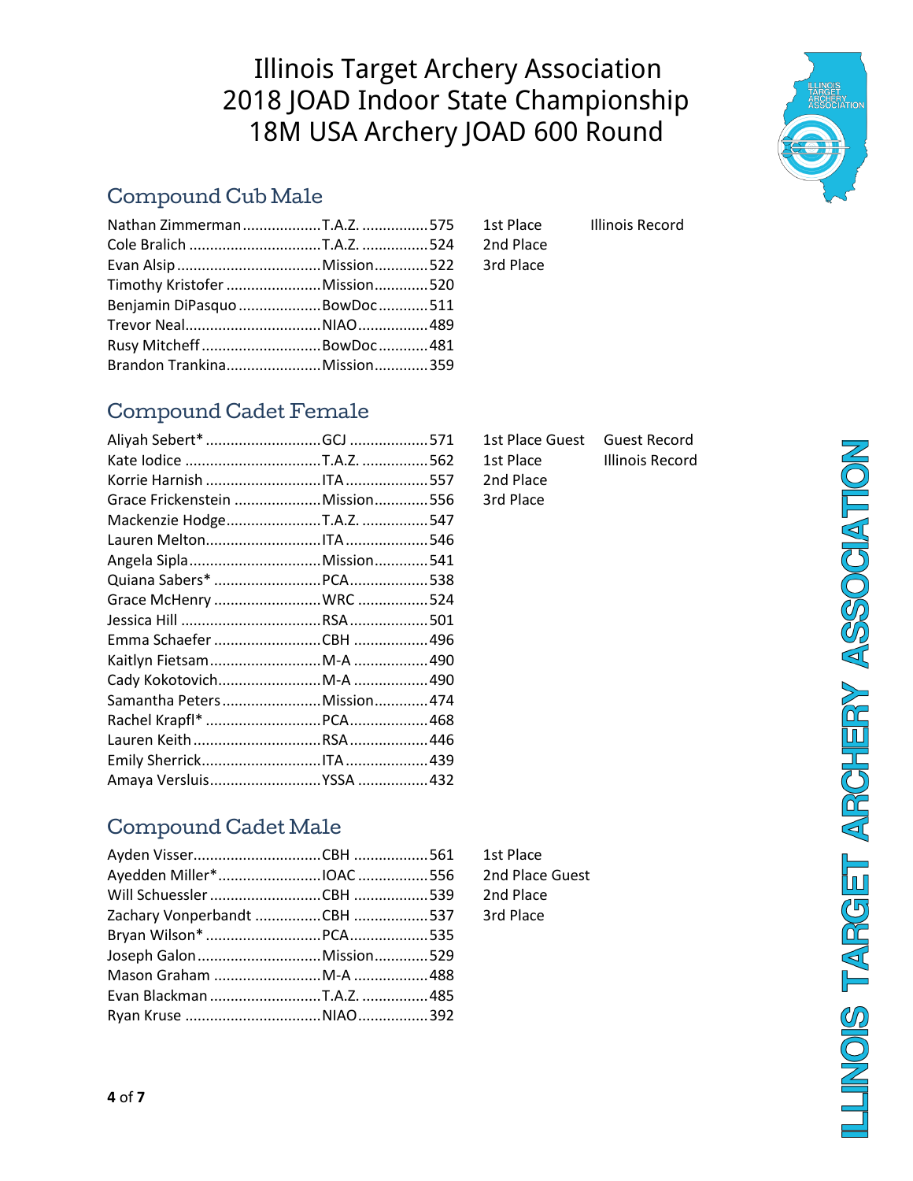# Illinois Target Archery Association
# 2018 JOAD Indoor State Championship
# 18M USA Archery JOAD 600 Round

## Compound Cub Male

| Name | Club | Score | Place | Note |
|---|---|---|---|---|
| Nathan Zimmerman | T.A.Z. | 575 | 1st Place | Illinois Record |
| Cole Bralich | T.A.Z. | 524 | 2nd Place | |
| Evan Alsip | Mission | 522 | 3rd Place | |
| Timothy Kristofer | Mission | 520 | | |
| Benjamin DiPasquo | BowDoc | 511 | | |
| Trevor Neal | NIAO | 489 | | |
| Rusy Mitcheff | BowDoc | 481 | | |
| Brandon Trankina | Mission | 359 | | |

## Compound Cadet Female

| Name | Club | Score | Place | Note |
|---|---|---|---|---|
| Aliyah Sebert* | GCJ | 571 | 1st Place Guest | Guest Record |
| Kate Iodice | T.A.Z. | 562 | 1st Place | Illinois Record |
| Korrie Harnish | ITA | 557 | 2nd Place | |
| Grace Frickenstein | Mission | 556 | 3rd Place | |
| Mackenzie Hodge | T.A.Z. | 547 | | |
| Lauren Melton | ITA | 546 | | |
| Angela Sipla | Mission | 541 | | |
| Quiana Sabers* | PCA | 538 | | |
| Grace McHenry | WRC | 524 | | |
| Jessica Hill | RSA | 501 | | |
| Emma Schaefer | CBH | 496 | | |
| Kaitlyn Fietsam | M-A | 490 | | |
| Cady Kokotovich | M-A | 490 | | |
| Samantha Peters | Mission | 474 | | |
| Rachel Krapfl* | PCA | 468 | | |
| Lauren Keith | RSA | 446 | | |
| Emily Sherrick | ITA | 439 | | |
| Amaya Versluis | YSSA | 432 | | |

## Compound Cadet Male

| Name | Club | Score | Place |
|---|---|---|---|
| Ayden Visser | CBH | 561 | 1st Place |
| Ayedden Miller* | IOAC | 556 | 2nd Place Guest |
| Will Schuessler | CBH | 539 | 2nd Place |
| Zachary Vonperbandt | CBH | 537 | 3rd Place |
| Bryan Wilson* | PCA | 535 | |
| Joseph Galon | Mission | 529 | |
| Mason Graham | M-A | 488 | |
| Evan Blackman | T.A.Z. | 485 | |
| Ryan Kruse | NIAO | 392 | |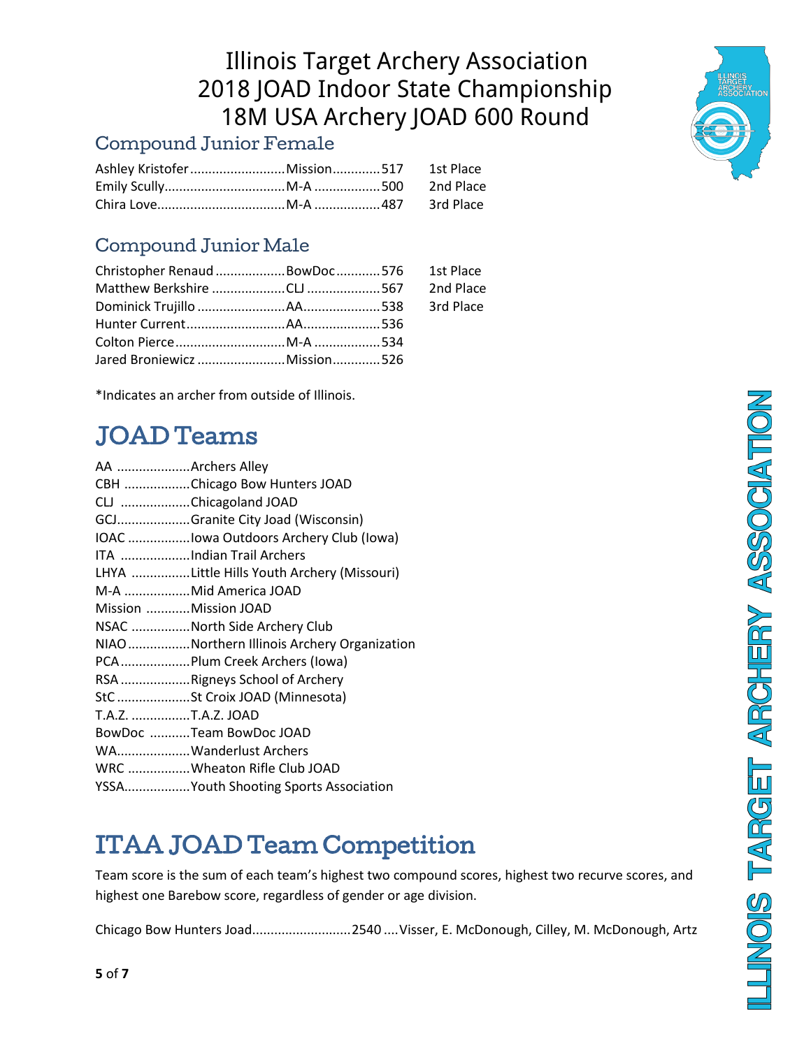# Illinois Target Archery Association
# 2018 JOAD Indoor State Championship
# 18M USA Archery JOAD 600 Round

## Compound Junior Female

| Name | Team | Score | Place |
|---|---|---|---|
| Ashley Kristofer | Mission | 517 | 1st Place |
| Emily Scully | M-A | 500 | 2nd Place |
| Chira Love | M-A | 487 | 3rd Place |

## Compound Junior Male

| Name | Team | Score | Place |
|---|---|---|---|
| Christopher Renaud | BowDoc | 576 | 1st Place |
| Matthew Berkshire | CLJ | 567 | 2nd Place |
| Dominick Trujillo | AA | 538 | 3rd Place |
| Hunter Current | AA | 536 | |
| Colton Pierce | M-A | 534 | |
| Jared Broniewicz | Mission | 526 | |

*Indicates an archer from outside of Illinois.

# JOAD Teams

| Abbreviation | Team |
|---|---|
| AA | Archers Alley |
| CBH | Chicago Bow Hunters JOAD |
| CLJ | Chicagoland JOAD |
| GCJ | Granite City Joad (Wisconsin) |
| IOAC | Iowa Outdoors Archery Club (Iowa) |
| ITA | Indian Trail Archers |
| LHYA | Little Hills Youth Archery (Missouri) |
| M-A | Mid America JOAD |
| Mission | Mission JOAD |
| NSAC | North Side Archery Club |
| NIAO | Northern Illinois Archery Organization |
| PCA | Plum Creek Archers (Iowa) |
| RSA | Rigneys School of Archery |
| StC | St Croix JOAD (Minnesota) |
| T.A.Z. | T.A.Z. JOAD |
| BowDoc | Team BowDoc JOAD |
| WA | Wanderlust Archers |
| WRC | Wheaton Rifle Club JOAD |
| YSSA | Youth Shooting Sports Association |

# ITAA JOAD Team Competition

Team score is the sum of each team's highest two compound scores, highest two recurve scores, and highest one Barebow score, regardless of gender or age division.

Chicago Bow Hunters Joad..........................2540 ....Visser, E. McDonough, Cilley, M. McDonough, Artz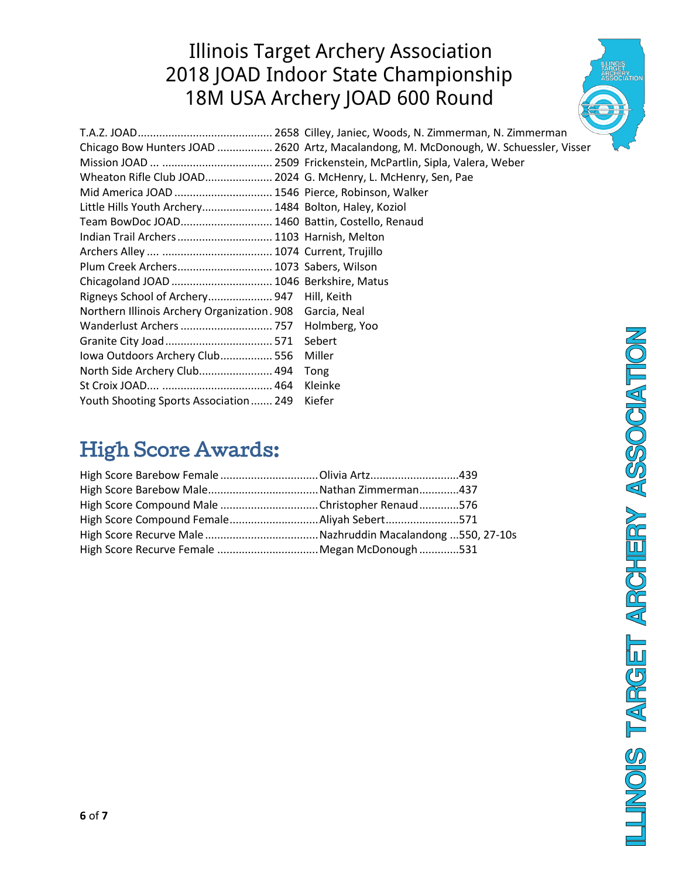# Illinois Target Archery Association
# 2018 JOAD Indoor State Championship
# 18M USA Archery JOAD 600 Round

| Team | Score | Members |
|---|---|---|
| T.A.Z. JOAD | 2658 | Cilley, Janiec, Woods, N. Zimmerman, N. Zimmerman |
| Chicago Bow Hunters JOAD | 2620 | Artz, Macalandong, M. McDonough, W. Schuessler, Visser |
| Mission JOAD ... | 2509 | Frickenstein, McPartlin, Sipla, Valera, Weber |
| Wheaton Rifle Club JOAD | 2024 | G. McHenry, L. McHenry, Sen, Pae |
| Mid America JOAD | 1546 | Pierce, Robinson, Walker |
| Little Hills Youth Archery | 1484 | Bolton, Haley, Koziol |
| Team BowDoc JOAD | 1460 | Battin, Costello, Renaud |
| Indian Trail Archers | 1103 | Harnish, Melton |
| Archers Alley .... | 1074 | Current, Trujillo |
| Plum Creek Archers | 1073 | Sabers, Wilson |
| Chicagoland JOAD | 1046 | Berkshire, Matus |
| Rigneys School of Archery | 947 | Hill, Keith |
| Northern Illinois Archery Organization | 908 | Garcia, Neal |
| Wanderlust Archers | 757 | Holmberg, Yoo |
| Granite City Joad | 571 | Sebert |
| Iowa Outdoors Archery Club | 556 | Miller |
| North Side Archery Club | 494 | Tong |
| St Croix JOAD.... | 464 | Kleinke |
| Youth Shooting Sports Association | 249 | Kiefer |

## High Score Awards:

| Award | Name | Score |
|---|---|---|
| High Score Barebow Female | Olivia Artz | 439 |
| High Score Barebow Male | Nathan Zimmerman | 437 |
| High Score Compound Male | Christopher Renaud | 576 |
| High Score Compound Female | Aliyah Sebert | 571 |
| High Score Recurve Male | Nazhruddin Macalandong | 550, 27-10s |
| High Score Recurve Female | Megan McDonough | 531 |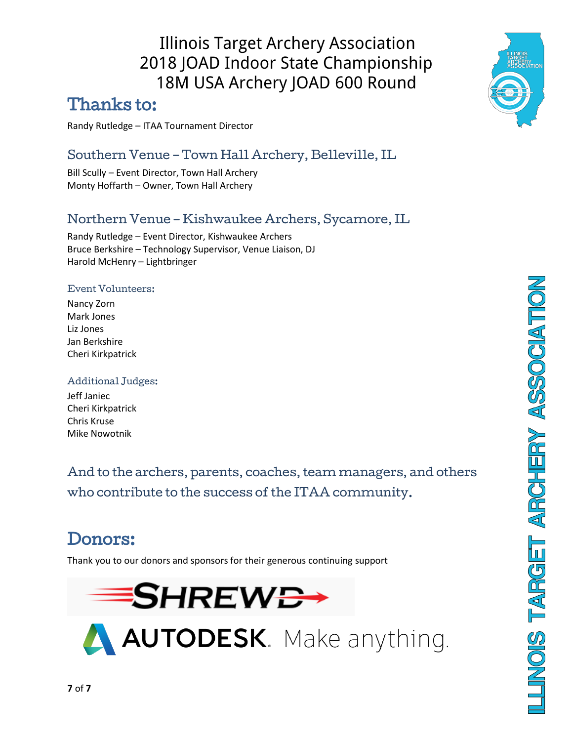# Illinois Target Archery Association
# 2018 JOAD Indoor State Championship
# 18M USA Archery JOAD 600 Round

## Thanks to:

Randy Rutledge – ITAA Tournament Director

### Southern Venue – Town Hall Archery, Belleville, IL

Bill Scully – Event Director, Town Hall Archery
Monty Hoffarth – Owner, Town Hall Archery

### Northern Venue – Kishwaukee Archers, Sycamore, IL

Randy Rutledge – Event Director, Kishwaukee Archers
Bruce Berkshire – Technology Supervisor, Venue Liaison, DJ
Harold McHenry – Lightbringer

#### Event Volunteers:

Nancy Zorn
Mark Jones
Liz Jones
Jan Berkshire
Cheri Kirkpatrick

#### Additional Judges:

Jeff Janiec
Cheri Kirkpatrick
Chris Kruse
Mike Nowotnik

### And to the archers, parents, coaches, team managers, and others who contribute to the success of the ITAA community.

## Donors:

Thank you to our donors and sponsors for their generous continuing support

SHREWD

AUTODESK. Make anything.

ILLINOIS TARGET ARCHERY ASSOCIATION